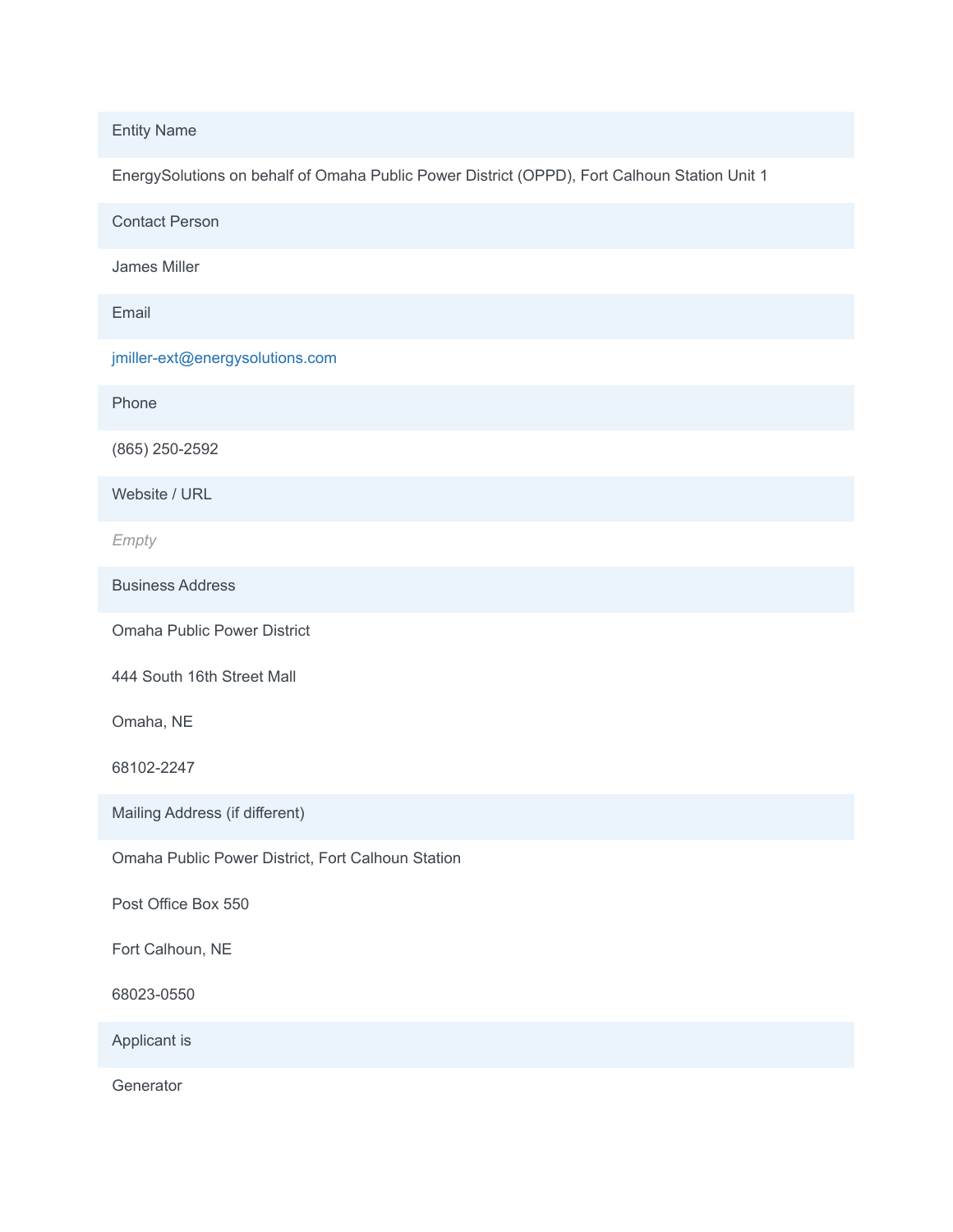| Entity Name |
|---|
| EnergySolutions on behalf of Omaha Public Power District (OPPD), Fort Calhoun Station Unit 1 |
| **Contact Person** |
| James Miller |
| **Email** |
| jmiller-ext@energysolutions.com |
| **Phone** |
| (865) 250-2592 |
| **Website / URL** |
| *Empty* |
| **Business Address** |
| Omaha Public Power District<br>444 South 16th Street Mall<br>Omaha, NE<br>68102-2247 |
| **Mailing Address (if different)** |
| Omaha Public Power District, Fort Calhoun Station<br>Post Office Box 550<br>Fort Calhoun, NE<br>68023-0550 |
| **Applicant is** |
| Generator |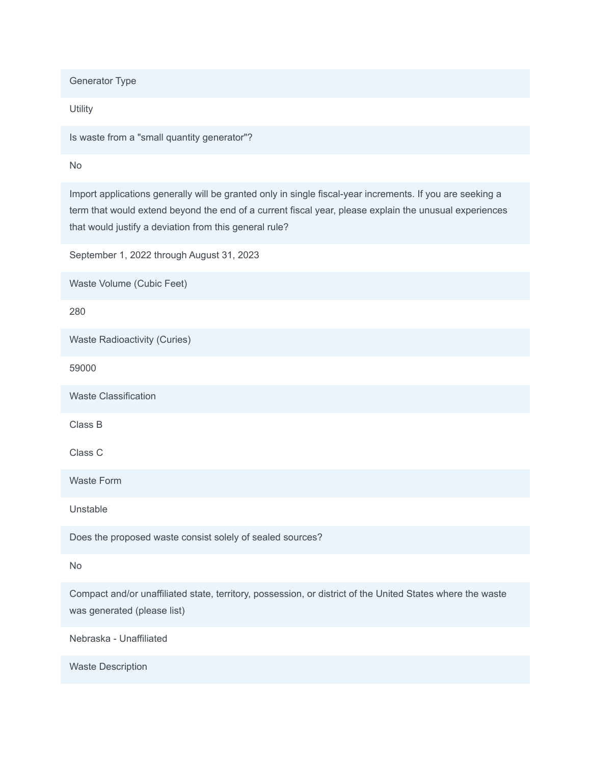**Generator Type**

Utility

**Is waste from a "small quantity generator"?**

No

**Import applications generally will be granted only in single fiscal-year increments. If you are seeking a term that would extend beyond the end of a current fiscal year, please explain the unusual experiences that would justify a deviation from this general rule?**

September 1, 2022 through August 31, 2023

**Waste Volume (Cubic Feet)**

280

**Waste Radioactivity (Curies)**

59000

**Waste Classification**

Class B

Class C

**Waste Form**

Unstable

**Does the proposed waste consist solely of sealed sources?**

No

**Compact and/or unaffiliated state, territory, possession, or district of the United States where the waste was generated (please list)**

Nebraska - Unaffiliated

**Waste Description**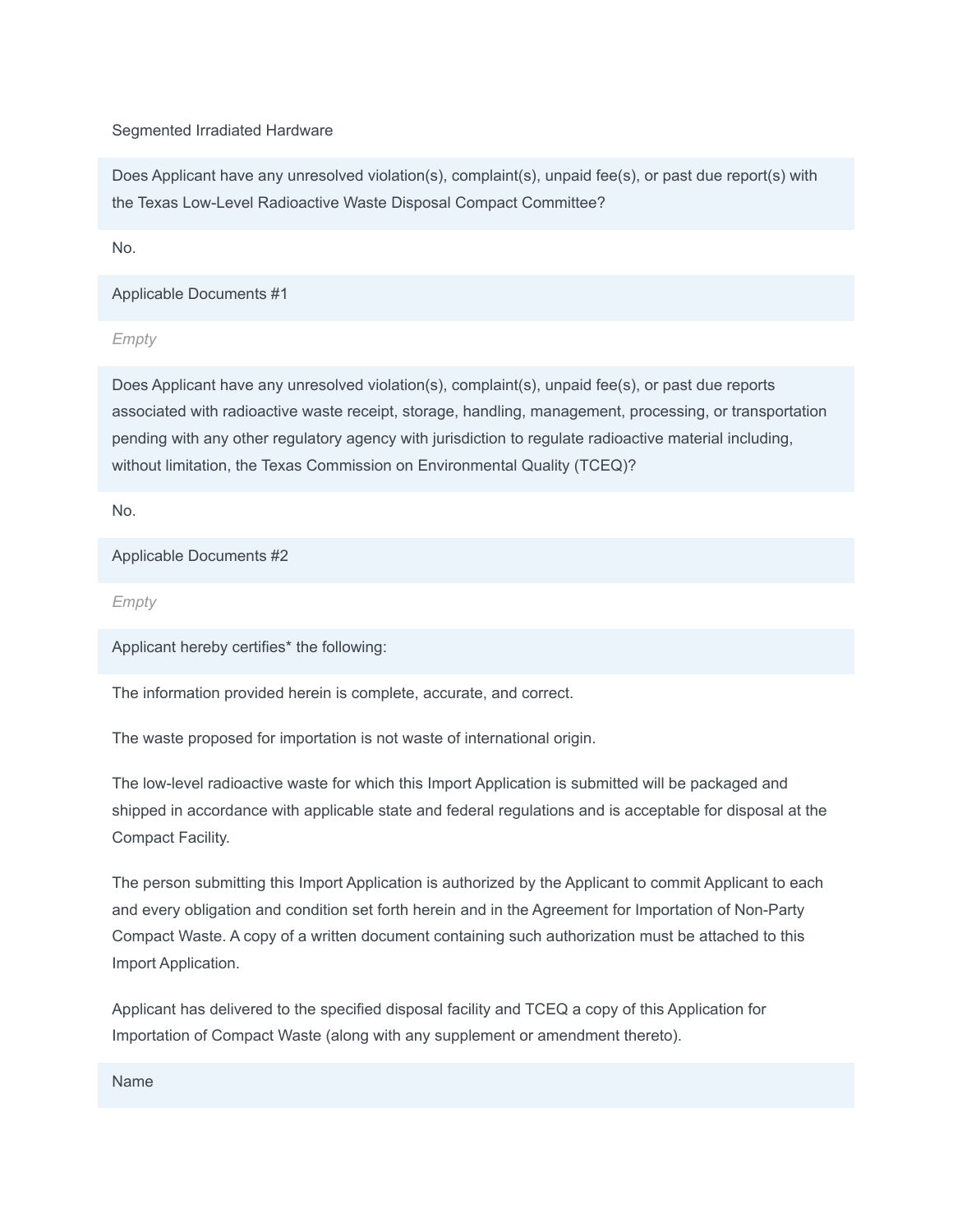Segmented Irradiated Hardware

**Does Applicant have any unresolved violation(s), complaint(s), unpaid fee(s), or past due report(s) with the Texas Low-Level Radioactive Waste Disposal Compact Committee?**

No.

**Applicable Documents #1**

*Empty*

**Does Applicant have any unresolved violation(s), complaint(s), unpaid fee(s), or past due reports associated with radioactive waste receipt, storage, handling, management, processing, or transportation pending with any other regulatory agency with jurisdiction to regulate radioactive material including, without limitation, the Texas Commission on Environmental Quality (TCEQ)?**

No.

**Applicable Documents #2**

*Empty*

**Applicant hereby certifies* the following:**

The information provided herein is complete, accurate, and correct.

The waste proposed for importation is not waste of international origin.

The low-level radioactive waste for which this Import Application is submitted will be packaged and shipped in accordance with applicable state and federal regulations and is acceptable for disposal at the Compact Facility.

The person submitting this Import Application is authorized by the Applicant to commit Applicant to each and every obligation and condition set forth herein and in the Agreement for Importation of Non-Party Compact Waste. A copy of a written document containing such authorization must be attached to this Import Application.

Applicant has delivered to the specified disposal facility and TCEQ a copy of this Application for Importation of Compact Waste (along with any supplement or amendment thereto).

**Name**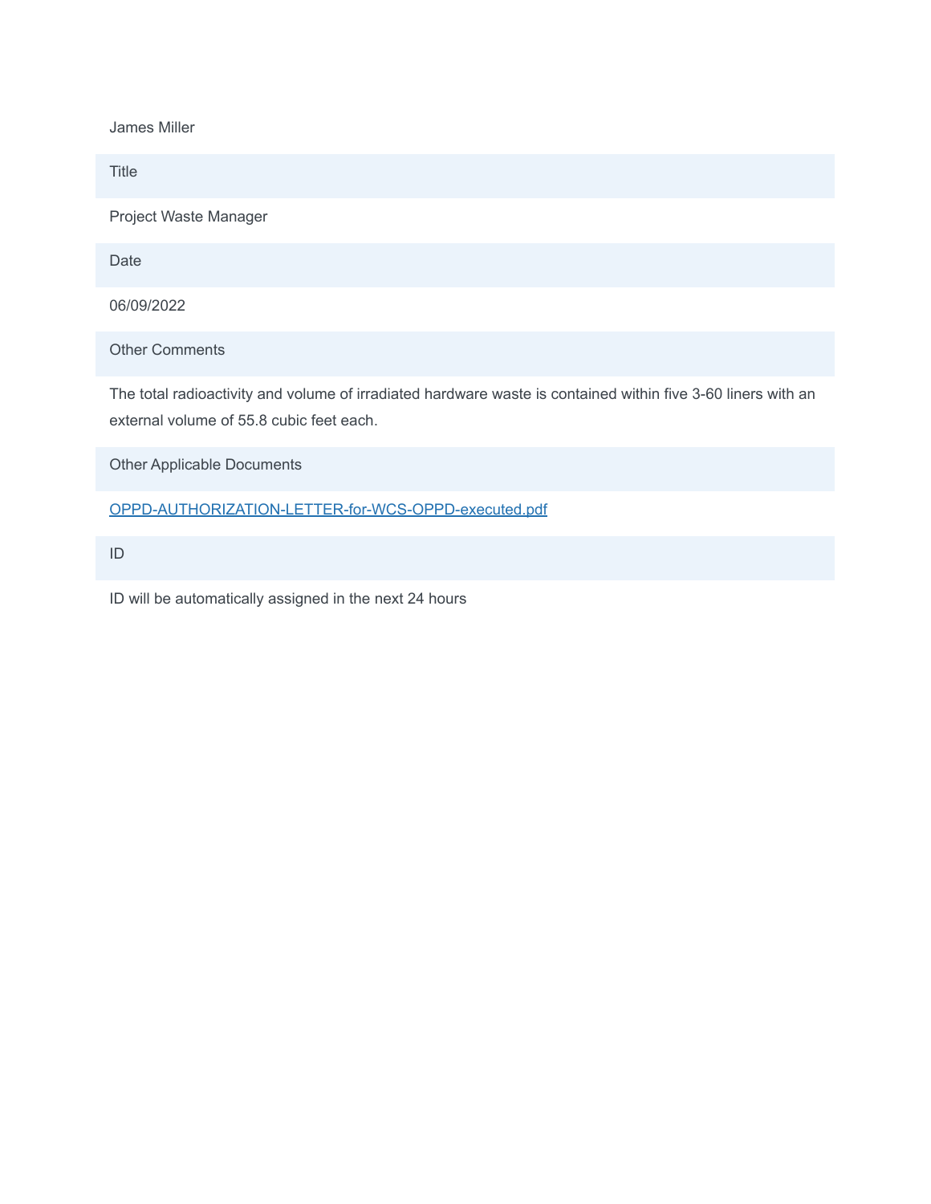James Miller

**Title**

Project Waste Manager

**Date**

06/09/2022

**Other Comments**

The total radioactivity and volume of irradiated hardware waste is contained within five 3-60 liners with an external volume of 55.8 cubic feet each.

**Other Applicable Documents**

OPPD-AUTHORIZATION-LETTER-for-WCS-OPPD-executed.pdf

**ID**

ID will be automatically assigned in the next 24 hours